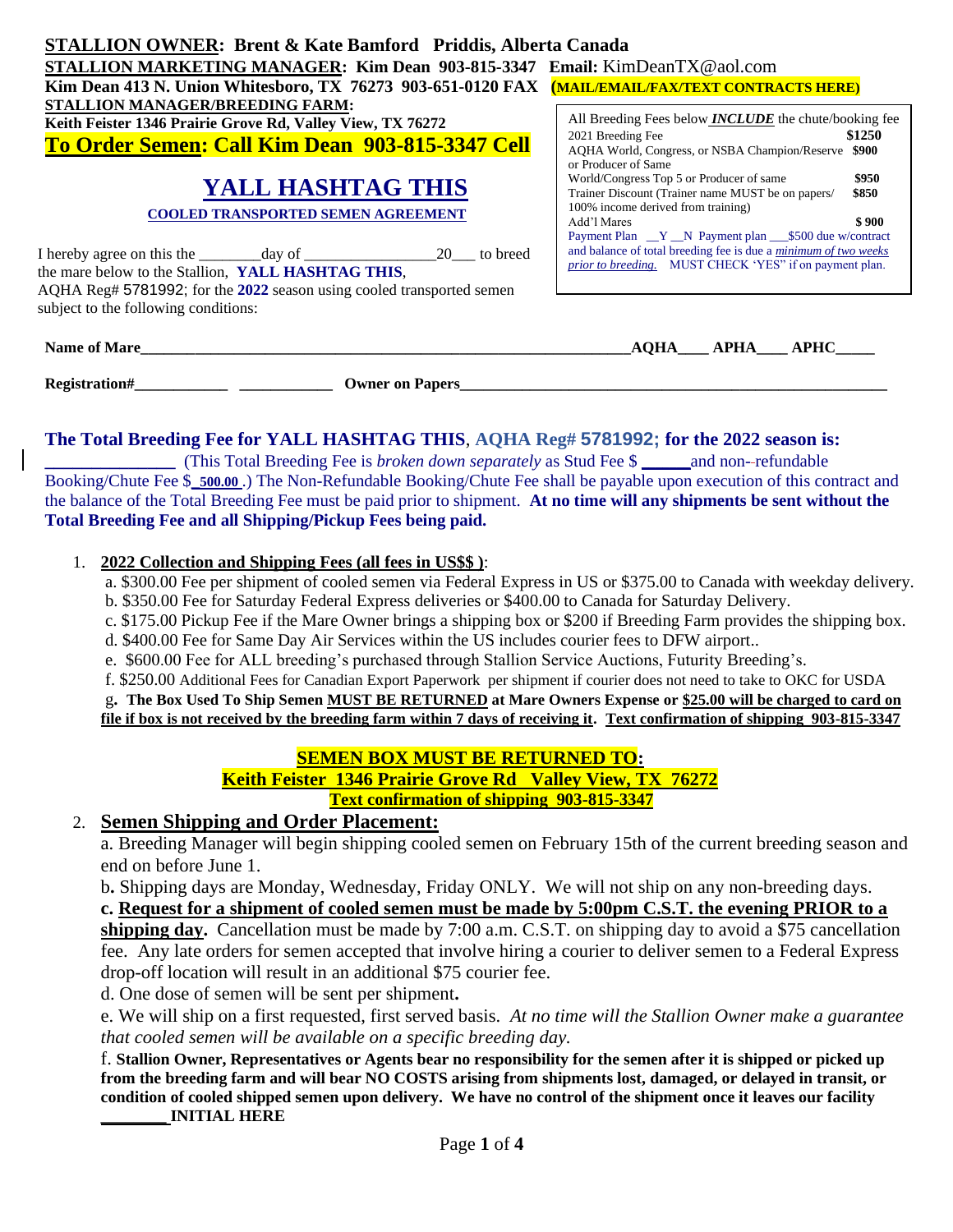**STALLION OWNER: Brent & Kate Bamford Priddis, Alberta Canada**
**STALLION MARKETING MANAGER: Kim Dean 903-815-3347 Email:** KimDeanTX@aol.com
**Kim Dean 413 N. Union Whitesboro, TX 76273 903-651-0120 FAX (MAIL/EMAIL/FAX/TEXT CONTRACTS HERE)**
**STALLION MANAGER/BREEDING FARM:**
**Keith Feister 1346 Prairie Grove Rd, Valley View, TX 76272**

**To Order Semen: Call Kim Dean 903-815-3347 Cell**

# YALL HASHTAG THIS

## COOLED TRANSPORTED SEMEN AGREEMENT

| All Breeding Fees below ***INCLUDE*** the chute/booking fee | |
|---|---|
| 2021 Breeding Fee | **$1250** |
| AQHA World, Congress, or NSBA Champion/Reserve or Producer of Same | **$900** |
| World/Congress Top 5 or Producer of same | **$950** |
| Trainer Discount (Trainer name MUST be on papers/ 100% income derived from training) | **$850** |
| Add'l Mares | **$ 900** |

Payment Plan __Y __N Payment plan ___$500 due w/contract and balance of total breeding fee is due a ***minimum of two weeks prior to breeding.*** MUST CHECK 'YES" if on payment plan.

I hereby agree on this the ________day of ________________20___ to breed the mare below to the Stallion, **YALL HASHTAG THIS**, AQHA Reg# 5781992; for the **2022** season using cooled transported semen subject to the following conditions:

**Name of Mare**_________________________________________________________________**AQHA**____ **APHA**____ **APHC**_____

**Registration#**____________ ____________ **Owner on Papers**_______________________________________________________

**The Total Breeding Fee for YALL HASHTAG THIS, AQHA Reg# 5781992; for the 2022 season is:**
______________ (This Total Breeding Fee is *broken down separately* as Stud Fee $ ______and non-refundable Booking/Chute Fee $_500.00_.) The Non-Refundable Booking/Chute Fee shall be payable upon execution of this contract and the balance of the Total Breeding Fee must be paid prior to shipment. **At no time will any shipments be sent without the Total Breeding Fee and all Shipping/Pickup Fees being paid.**

1. **2022 Collection and Shipping Fees (all fees in US$$ )**:
   a. $300.00 Fee per shipment of cooled semen via Federal Express in US or $375.00 to Canada with weekday delivery.
   b. $350.00 Fee for Saturday Federal Express deliveries or $400.00 to Canada for Saturday Delivery.
   c. $175.00 Pickup Fee if the Mare Owner brings a shipping box or $200 if Breeding Farm provides the shipping box.
   d. $400.00 Fee for Same Day Air Services within the US includes courier fees to DFW airport..
   e. $600.00 Fee for ALL breeding's purchased through Stallion Service Auctions, Futurity Breeding's.
   f. $250.00 Additional Fees for Canadian Export Paperwork per shipment if courier does not need to take to OKC for USDA
   g**. The Box Used To Ship Semen MUST BE RETURNED at Mare Owners Expense or $25.00 will be charged to card on file if box is not received by the breeding farm within 7 days of receiving it. Text confirmation of shipping 903-815-3347**

**SEMEN BOX MUST BE RETURNED TO:**
**Keith Feister 1346 Prairie Grove Rd Valley View, TX 76272**
**Text confirmation of shipping 903-815-3347**

2. **Semen Shipping and Order Placement:**
   a. Breeding Manager will begin shipping cooled semen on February 15th of the current breeding season and end on before June 1.
   b**.** Shipping days are Monday, Wednesday, Friday ONLY. We will not ship on any non-breeding days.
   **c. Request for a shipment of cooled semen must be made by 5:00pm C.S.T. the evening PRIOR to a shipping day.** Cancellation must be made by 7:00 a.m. C.S.T. on shipping day to avoid a $75 cancellation fee. Any late orders for semen accepted that involve hiring a courier to deliver semen to a Federal Express drop-off location will result in an additional $75 courier fee.
   d. One dose of semen will be sent per shipment**.**
   e. We will ship on a first requested, first served basis. *At no time will the Stallion Owner make a guarantee that cooled semen will be available on a specific breeding day.*
   f. **Stallion Owner, Representatives or Agents bear no responsibility for the semen after it is shipped or picked up from the breeding farm and will bear NO COSTS arising from shipments lost, damaged, or delayed in transit, or condition of cooled shipped semen upon delivery. We have no control of the shipment once it leaves our facility ________INITIAL HERE**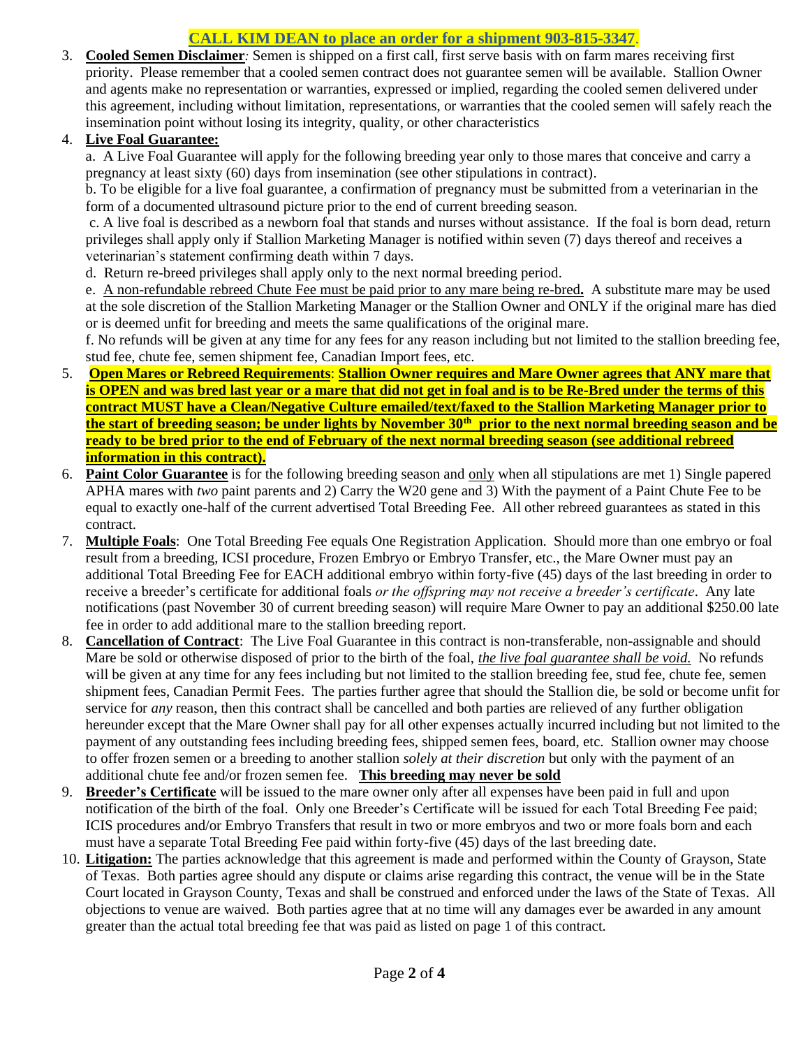**CALL KIM DEAN to place an order for a shipment 903-815-3347**.

3. **Cooled Semen Disclaimer***:* Semen is shipped on a first call, first serve basis with on farm mares receiving first priority. Please remember that a cooled semen contract does not guarantee semen will be available. Stallion Owner and agents make no representation or warranties, expressed or implied, regarding the cooled semen delivered under this agreement, including without limitation, representations, or warranties that the cooled semen will safely reach the insemination point without losing its integrity, quality, or other characteristics

4. **Live Foal Guarantee:**

   a. A Live Foal Guarantee will apply for the following breeding year only to those mares that conceive and carry a pregnancy at least sixty (60) days from insemination (see other stipulations in contract).

   b. To be eligible for a live foal guarantee, a confirmation of pregnancy must be submitted from a veterinarian in the form of a documented ultrasound picture prior to the end of current breeding season.

   c. A live foal is described as a newborn foal that stands and nurses without assistance. If the foal is born dead, return privileges shall apply only if Stallion Marketing Manager is notified within seven (7) days thereof and receives a veterinarian's statement confirming death within 7 days.

   d. Return re-breed privileges shall apply only to the next normal breeding period.

   e. A non-refundable rebreed Chute Fee must be paid prior to any mare being re-bred**.** A substitute mare may be used at the sole discretion of the Stallion Marketing Manager or the Stallion Owner and ONLY if the original mare has died or is deemed unfit for breeding and meets the same qualifications of the original mare.

   f. No refunds will be given at any time for any fees for any reason including but not limited to the stallion breeding fee, stud fee, chute fee, semen shipment fee, Canadian Import fees, etc.

5. **Open Mares or Rebreed Requirements**: **Stallion Owner requires and Mare Owner agrees that ANY mare that is OPEN and was bred last year or a mare that did not get in foal and is to be Re-Bred under the terms of this contract MUST have a Clean/Negative Culture emailed/text/faxed to the Stallion Marketing Manager prior to the start of breeding season; be under lights by November 30th prior to the next normal breeding season and be ready to be bred prior to the end of February of the next normal breeding season (see additional rebreed information in this contract).**

6. **Paint Color Guarantee** is for the following breeding season and only when all stipulations are met 1) Single papered APHA mares with *two* paint parents and 2) Carry the W20 gene and 3) With the payment of a Paint Chute Fee to be equal to exactly one-half of the current advertised Total Breeding Fee. All other rebreed guarantees as stated in this contract.

7. **Multiple Foals**: One Total Breeding Fee equals One Registration Application. Should more than one embryo or foal result from a breeding, ICSI procedure, Frozen Embryo or Embryo Transfer, etc., the Mare Owner must pay an additional Total Breeding Fee for EACH additional embryo within forty-five (45) days of the last breeding in order to receive a breeder's certificate for additional foals *or the offspring may not receive a breeder's certificate*. Any late notifications (past November 30 of current breeding season) will require Mare Owner to pay an additional $250.00 late fee in order to add additional mare to the stallion breeding report.

8. **Cancellation of Contract**: The Live Foal Guarantee in this contract is non-transferable, non-assignable and should Mare be sold or otherwise disposed of prior to the birth of the foal, *the live foal guarantee shall be void.* No refunds will be given at any time for any fees including but not limited to the stallion breeding fee, stud fee, chute fee, semen shipment fees, Canadian Permit Fees. The parties further agree that should the Stallion die, be sold or become unfit for service for *any* reason, then this contract shall be cancelled and both parties are relieved of any further obligation hereunder except that the Mare Owner shall pay for all other expenses actually incurred including but not limited to the payment of any outstanding fees including breeding fees, shipped semen fees, board, etc. Stallion owner may choose to offer frozen semen or a breeding to another stallion *solely at their discretion* but only with the payment of an additional chute fee and/or frozen semen fee. **This breeding may never be sold**

9. **Breeder's Certificate** will be issued to the mare owner only after all expenses have been paid in full and upon notification of the birth of the foal. Only one Breeder's Certificate will be issued for each Total Breeding Fee paid; ICIS procedures and/or Embryo Transfers that result in two or more embryos and two or more foals born and each must have a separate Total Breeding Fee paid within forty-five (45) days of the last breeding date.

10. **Litigation:** The parties acknowledge that this agreement is made and performed within the County of Grayson, State of Texas. Both parties agree should any dispute or claims arise regarding this contract, the venue will be in the State Court located in Grayson County, Texas and shall be construed and enforced under the laws of the State of Texas. All objections to venue are waived. Both parties agree that at no time will any damages ever be awarded in any amount greater than the actual total breeding fee that was paid as listed on page 1 of this contract.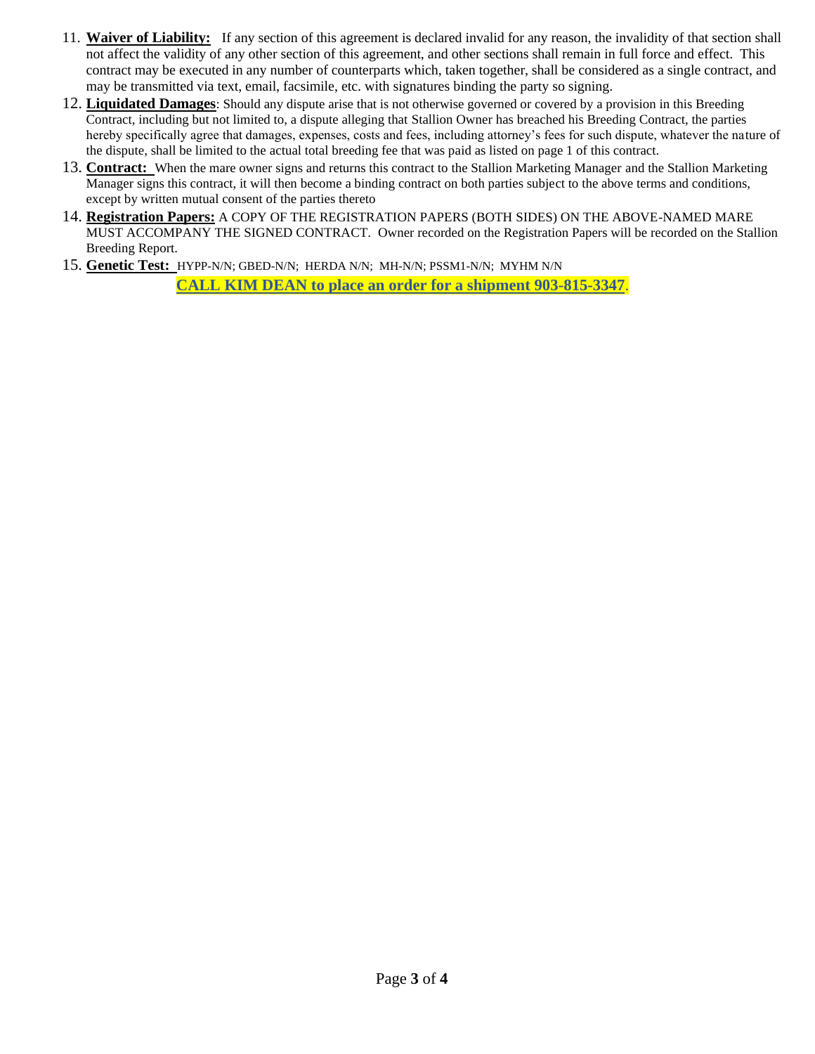11. **Waiver of Liability:** If any section of this agreement is declared invalid for any reason, the invalidity of that section shall not affect the validity of any other section of this agreement, and other sections shall remain in full force and effect. This contract may be executed in any number of counterparts which, taken together, shall be considered as a single contract, and may be transmitted via text, email, facsimile, etc. with signatures binding the party so signing.
12. **Liquidated Damages**: Should any dispute arise that is not otherwise governed or covered by a provision in this Breeding Contract, including but not limited to, a dispute alleging that Stallion Owner has breached his Breeding Contract, the parties hereby specifically agree that damages, expenses, costs and fees, including attorney's fees for such dispute, whatever the nature of the dispute, shall be limited to the actual total breeding fee that was paid as listed on page 1 of this contract.
13. **Contract:** When the mare owner signs and returns this contract to the Stallion Marketing Manager and the Stallion Marketing Manager signs this contract, it will then become a binding contract on both parties subject to the above terms and conditions, except by written mutual consent of the parties thereto
14. **Registration Papers:** A COPY OF THE REGISTRATION PAPERS (BOTH SIDES) ON THE ABOVE-NAMED MARE MUST ACCOMPANY THE SIGNED CONTRACT. Owner recorded on the Registration Papers will be recorded on the Stallion Breeding Report.
15. **Genetic Test:** HYPP-N/N; GBED-N/N; HERDA N/N; MH-N/N; PSSM1-N/N; MYHM N/N

**CALL KIM DEAN to place an order for a shipment 903-815-3347**.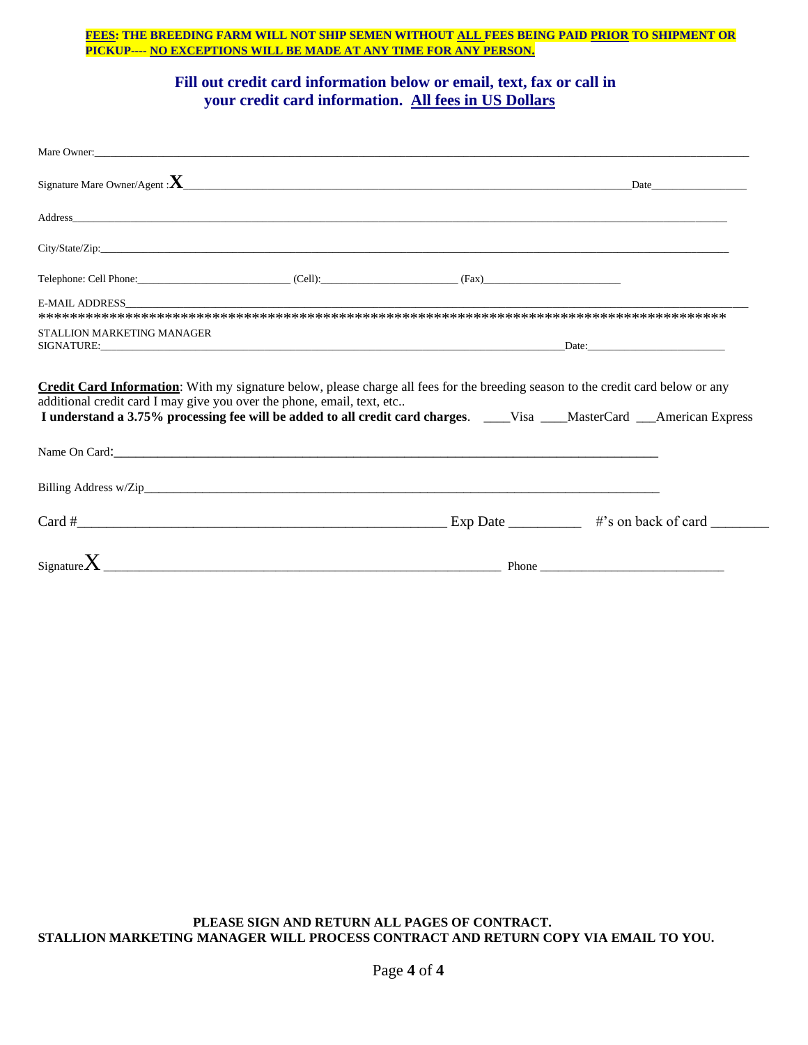**<u>FEES</u>: THE BREEDING FARM WILL NOT SHIP SEMEN WITHOUT <u>ALL</u> FEES BEING PAID <u>PRIOR</u> TO SHIPMENT OR PICKUP---- <u>NO EXCEPTIONS WILL BE MADE AT ANY TIME FOR ANY PERSON.</u>**

**Fill out credit card information below or email, text, fax or call in your credit card information. <u>All fees in US Dollars</u>**

Mare Owner:\_\_\_\_\_\_\_\_\_\_\_\_\_\_\_\_\_\_\_\_\_\_\_\_\_\_\_\_\_\_\_\_\_\_\_\_\_\_\_\_\_\_\_\_\_\_\_\_\_\_\_\_\_\_\_\_

Signature Mare Owner/Agent :**X**\_\_\_\_\_\_\_\_\_\_\_\_\_\_\_\_\_\_\_\_\_\_\_\_\_\_\_\_\_\_\_\_\_\_\_\_\_\_\_\_\_\_\_\_Date\_\_\_\_\_\_\_\_\_\_\_\_\_\_\_\_\_

Address\_\_\_\_\_\_\_\_\_\_\_\_\_\_\_\_\_\_\_\_\_\_\_\_\_\_\_\_\_\_\_\_\_\_\_\_\_\_\_\_\_\_\_\_\_\_\_\_\_\_\_\_\_\_\_\_\_\_\_\_

City/State/Zip:\_\_\_\_\_\_\_\_\_\_\_\_\_\_\_\_\_\_\_\_\_\_\_\_\_\_\_\_\_\_\_\_\_\_\_\_\_\_\_\_\_\_\_\_\_\_\_\_\_\_\_\_\_\_\_

Telephone: Cell Phone:\_\_\_\_\_\_\_\_\_\_\_\_\_\_\_\_\_\_\_\_\_\_\_\_\_\_\_ (Cell):\_\_\_\_\_\_\_\_\_\_\_\_\_\_\_\_\_\_\_\_\_\_\_\_\_ (Fax)\_\_\_\_\_\_\_\_\_\_\_\_\_\_\_\_\_\_\_\_\_\_\_\_\_

E-MAIL ADDRESS\_\_\_\_\_\_\_\_\_\_\_\_\_\_\_\_\_\_\_\_\_\_\_\_\_\_\_\_\_\_\_\_\_\_\_\_\_\_\_\_\_\_\_\_\_\_\_\_\_\_\_\_\_\_\_\_

*************************************************************************************

STALLION MARKETING MANAGER
SIGNATURE:\_\_\_\_\_\_\_\_\_\_\_\_\_\_\_\_\_\_\_\_\_\_\_\_\_\_\_\_\_\_\_\_\_\_\_\_\_\_\_\_\_\_\_\_\_\_\_\_\_\_Date:\_\_\_\_\_\_\_\_\_\_\_\_\_\_\_\_\_\_\_\_\_\_\_\_\_

**<u>Credit Card Information</u>**: With my signature below, please charge all fees for the breeding season to the credit card below or any additional credit card I may give you over the phone, email, text, etc..
**I understand a 3.75% processing fee will be added to all credit card charges**. \_\_\_\_Visa \_\_\_\_MasterCard \_\_\_American Express

Name On Card:\_\_\_\_\_\_\_\_\_\_\_\_\_\_\_\_\_\_\_\_\_\_\_\_\_\_\_\_\_\_\_\_\_\_\_\_\_\_\_\_\_\_\_\_\_\_\_\_\_\_\_\_\_\_\_\_\_

Billing Address w/Zip\_\_\_\_\_\_\_\_\_\_\_\_\_\_\_\_\_\_\_\_\_\_\_\_\_\_\_\_\_\_\_\_\_\_\_\_\_\_\_\_\_\_\_\_\_\_\_\_\_\_\_\_

Card #\_\_\_\_\_\_\_\_\_\_\_\_\_\_\_\_\_\_\_\_\_\_\_\_\_\_\_\_\_\_\_\_\_\_\_\_\_\_\_\_\_\_\_\_\_\_\_\_\_\_\_\_\_ Exp Date \_\_\_\_\_\_\_\_\_\_ #'s on back of card \_\_\_\_\_\_\_\_

Signature**X** \_\_\_\_\_\_\_\_\_\_\_\_\_\_\_\_\_\_\_\_\_\_\_\_\_\_\_\_\_\_\_\_\_\_\_\_\_\_\_\_\_\_\_\_\_\_\_\_\_\_\_\_\_\_\_ Phone \_\_\_\_\_\_\_\_\_\_\_\_\_\_\_\_\_\_\_\_\_\_\_\_\_\_\_\_\_

**PLEASE SIGN AND RETURN ALL PAGES OF CONTRACT.
STALLION MARKETING MANAGER WILL PROCESS CONTRACT AND RETURN COPY VIA EMAIL TO YOU.**